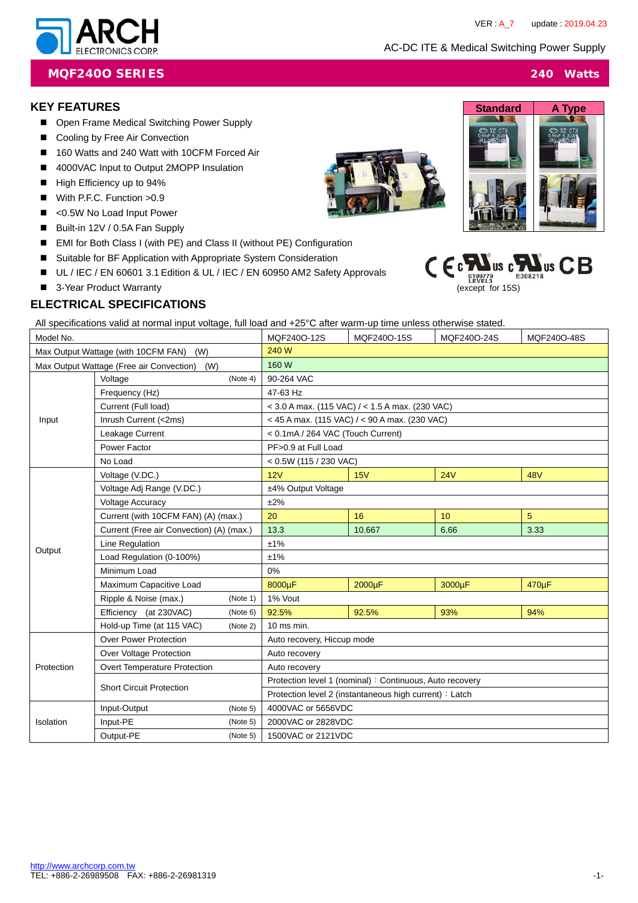ARCH ELECTRONICS CORP.

VER : A_7 update : 2019.04.23

AC-DC ITE & Medical Switching Power Supply

# MQF240O SERIES — 240 Watts

## KEY FEATURES

- Open Frame Medical Switching Power Supply
- Cooling by Free Air Convection
- 160 Watts and 240 Watt with 10CFM Forced Air
- 4000VAC Input to Output 2MOPP Insulation
- High Efficiency up to 94%
- With P.F.C. Function >0.9
- <0.5W No Load Input Power
- Built-in 12V / 0.5A Fan Supply
- EMI for Both Class I (with PE) and Class II (without PE) Configuration
- Suitable for BF Application with Appropriate System Consideration
- UL / IEC / EN 60601 3.1 Edition & UL / IEC / EN 60950 AM2 Safety Approvals
- 3-Year Product Warranty

Standard | A Type

E199779 LEVEL3 | E308218 | CB
(except for 15S)

## ELECTRICAL SPECIFICATIONS

All specifications valid at normal input voltage, full load and +25°C after warm-up time unless otherwise stated.

| Model No. | | MQF240O-12S | MQF240O-15S | MQF240O-24S | MQF240O-48S |
|---|---|---|---|---|---|
| Max Output Wattage (with 10CFM FAN) (W) | | 240 W | | | |
| Max Output Wattage (Free air Convection) (W) | | 160 W | | | |
| Input | Voltage (Note 4) | 90-264 VAC | | | |
| | Frequency (Hz) | 47-63 Hz | | | |
| | Current (Full load) | < 3.0 A max. (115 VAC) / < 1.5 A max. (230 VAC) | | | |
| | Inrush Current (<2ms) | < 45 A max. (115 VAC) / < 90 A max. (230 VAC) | | | |
| | Leakage Current | < 0.1mA / 264 VAC (Touch Current) | | | |
| | Power Factor | PF>0.9 at Full Load | | | |
| | No Load | < 0.5W (115 / 230 VAC) | | | |
| Output | Voltage (V.DC.) | 12V | 15V | 24V | 48V |
| | Voltage Adj Range (V.DC.) | ±4% Output Voltage | | | |
| | Voltage Accuracy | ±2% | | | |
| | Current (with 10CFM FAN) (A) (max.) | 20 | 16 | 10 | 5 |
| | Current (Free air Convection) (A) (max.) | 13.3 | 10.667 | 6.66 | 3.33 |
| | Line Regulation | ±1% | | | |
| | Load Regulation (0-100%) | ±1% | | | |
| | Minimum Load | 0% | | | |
| | Maximum Capacitive Load | 8000µF | 2000µF | 3000µF | 470µF |
| | Ripple & Noise (max.) (Note 1) | 1% Vout | | | |
| | Efficiency (at 230VAC) (Note 6) | 92.5% | 92.5% | 93% | 94% |
| | Hold-up Time (at 115 VAC) (Note 2) | 10 ms min. | | | |
| Protection | Over Power Protection | Auto recovery, Hiccup mode | | | |
| | Over Voltage Protection | Auto recovery | | | |
| | Overt Temperature Protection | Auto recovery | | | |
| | Short Circuit Protection | Protection level 1 (nominal)：Continuous, Auto recovery | | | |
| | | Protection level 2 (instantaneous high current)：Latch | | | |
| Isolation | Input-Output (Note 5) | 4000VAC or 5656VDC | | | |
| | Input-PE (Note 5) | 2000VAC or 2828VDC | | | |
| | Output-PE (Note 5) | 1500VAC or 2121VDC | | | |

http://www.archcorp.com.tw
TEL: +886-2-26989508 FAX: +886-2-26981319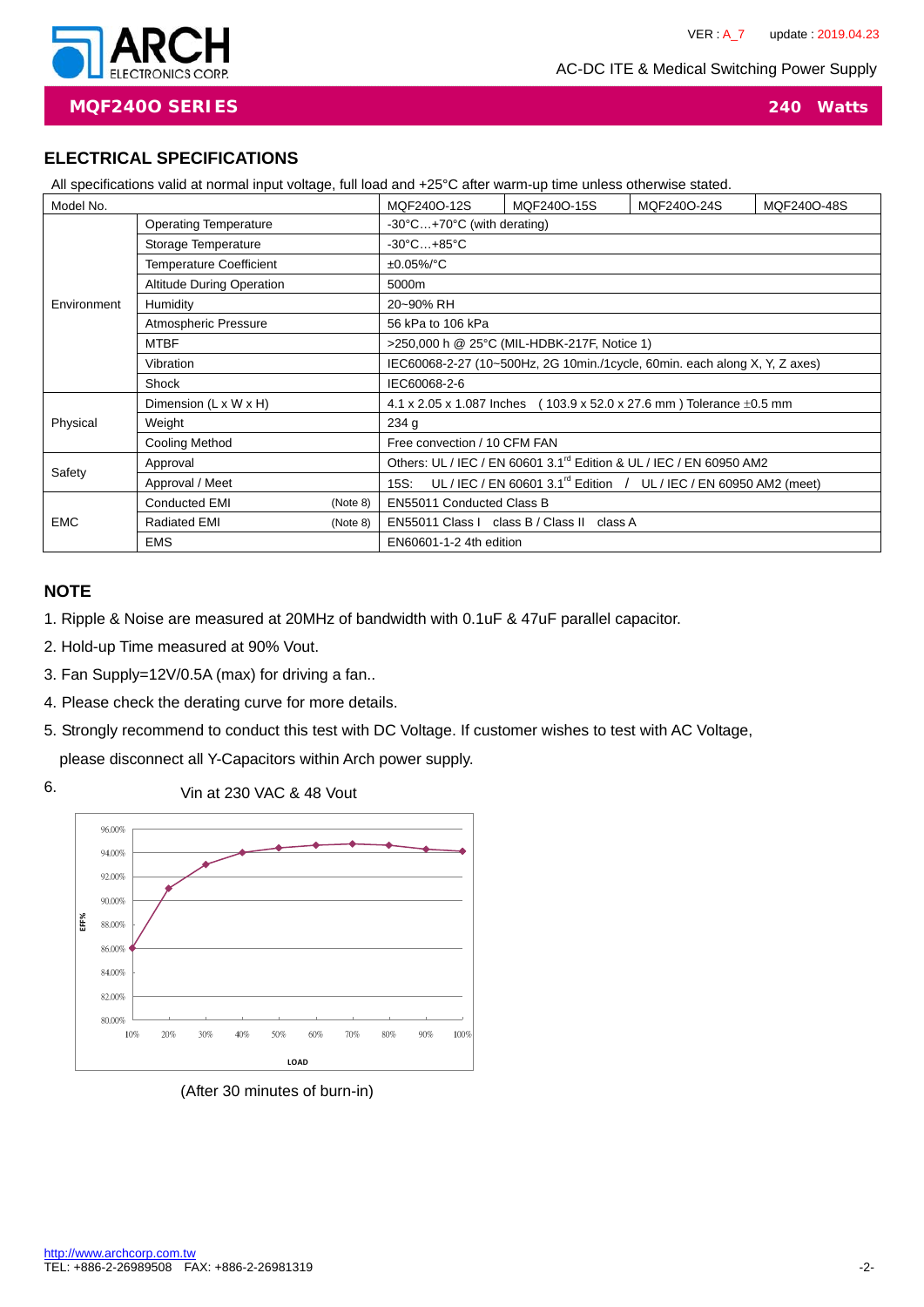## ELECTRICAL SPECIFICATIONS

All specifications valid at normal input voltage, full load and +25°C after warm-up time unless otherwise stated.

| Model No. | | MQF240O-12S | MQF240O-15S | MQF240O-24S | MQF240O-48S |
|---|---|---|---|---|---|
| Environment | Operating Temperature | -30°C…+70°C (with derating) | | | |
| | Storage Temperature | -30°C…+85°C | | | |
| | Temperature Coefficient | ±0.05%/°C | | | |
| | Altitude During Operation | 5000m | | | |
| | Humidity | 20~90% RH | | | |
| | Atmospheric Pressure | 56 kPa to 106 kPa | | | |
| | MTBF | >250,000 h @ 25°C (MIL-HDBK-217F, Notice 1) | | | |
| | Vibration | IEC60068-2-27 (10~500Hz, 2G 10min./1cycle, 60min. each along X, Y, Z axes) | | | |
| | Shock | IEC60068-2-6 | | | |
| Physical | Dimension (L x W x H) | 4.1 x 2.05 x 1.087 Inches ( 103.9 x 52.0 x 27.6 mm ) Tolerance ±0.5 mm | | | |
| | Weight | 234 g | | | |
| | Cooling Method | Free convection / 10 CFM FAN | | | |
| Safety | Approval | Others: UL / IEC / EN 60601 3.1rd Edition & UL / IEC / EN 60950 AM2 | | | |
| | Approval / Meet | 15S: UL / IEC / EN 60601 3.1rd Edition / UL / IEC / EN 60950 AM2 (meet) | | | |
| EMC | Conducted EMI (Note 8) | EN55011 Conducted Class B | | | |
| | Radiated EMI (Note 8) | EN55011 Class I class B / Class II class A | | | |
| | EMS | EN60601-1-2 4th edition | | | |

## NOTE

1. Ripple & Noise are measured at 20MHz of bandwidth with 0.1uF & 47uF parallel capacitor.
2. Hold-up Time measured at 90% Vout.
3. Fan Supply=12V/0.5A (max) for driving a fan..
4. Please check the derating curve for more details.
5. Strongly recommend to conduct this test with DC Voltage. If customer wishes to test with AC Voltage, please disconnect all Y-Capacitors within Arch power supply.
6. Vin at 230 VAC & 48 Vout

(After 30 minutes of burn-in)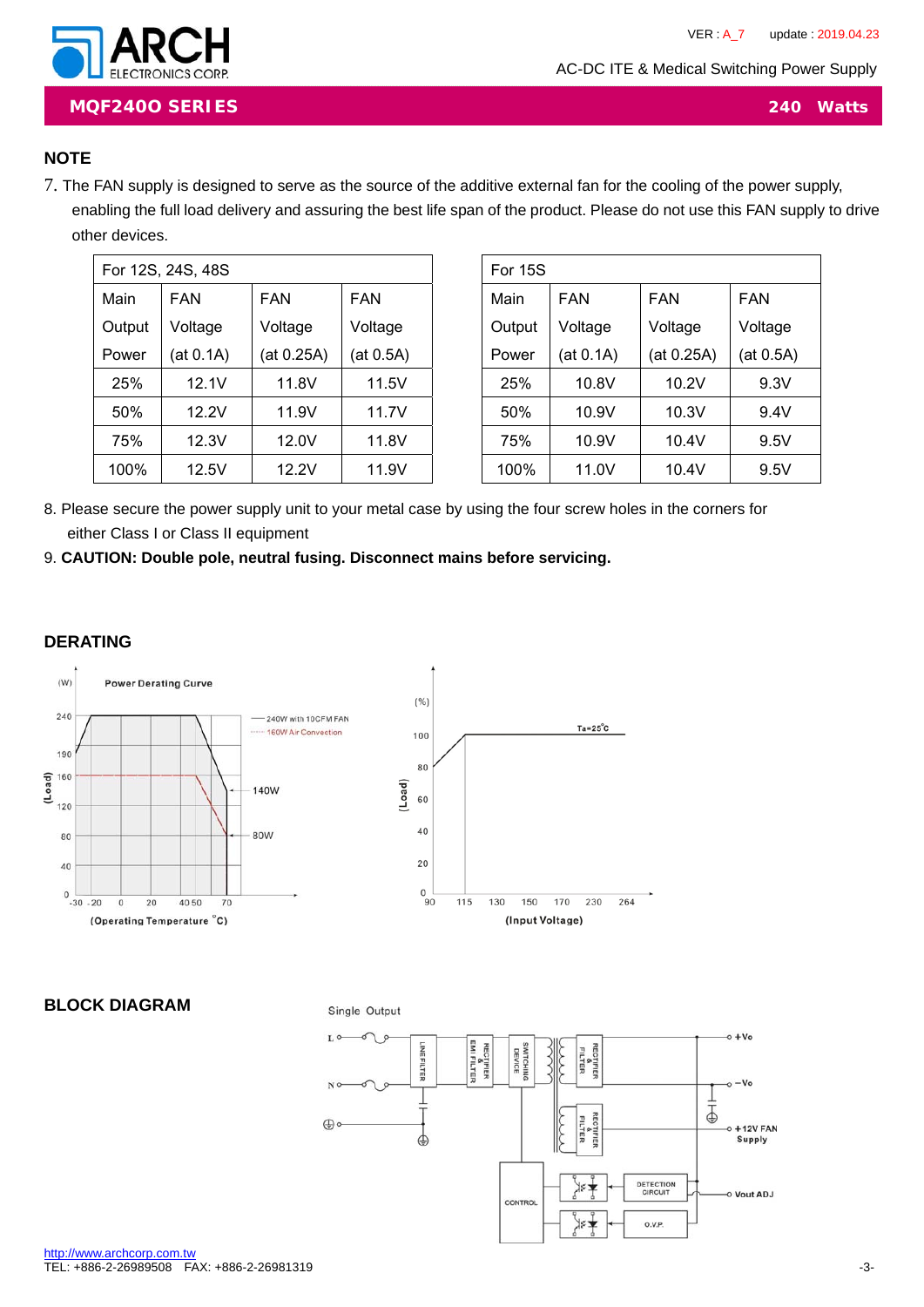## NOTE

7. The FAN supply is designed to serve as the source of the additive external fan for the cooling of the power supply, enabling the full load delivery and assuring the best life span of the product. Please do not use this FAN supply to drive other devices.

| For 12S, 24S, 48S | | | |
|---|---|---|---|
| Main Output Power | FAN Voltage (at 0.1A) | FAN Voltage (at 0.25A) | FAN Voltage (at 0.5A) |
| 25% | 12.1V | 11.8V | 11.5V |
| 50% | 12.2V | 11.9V | 11.7V |
| 75% | 12.3V | 12.0V | 11.8V |
| 100% | 12.5V | 12.2V | 11.9V |

| For 15S | | | |
|---|---|---|---|
| Main Output Power | FAN Voltage (at 0.1A) | FAN Voltage (at 0.25A) | FAN Voltage (at 0.5A) |
| 25% | 10.8V | 10.2V | 9.3V |
| 50% | 10.9V | 10.3V | 9.4V |
| 75% | 10.9V | 10.4V | 9.5V |
| 100% | 11.0V | 10.4V | 9.5V |

8. Please secure the power supply unit to your metal case by using the four screw holes in the corners for either Class I or Class II equipment

9. **CAUTION: Double pole, neutral fusing. Disconnect mains before servicing.**

## DERATING

## BLOCK DIAGRAM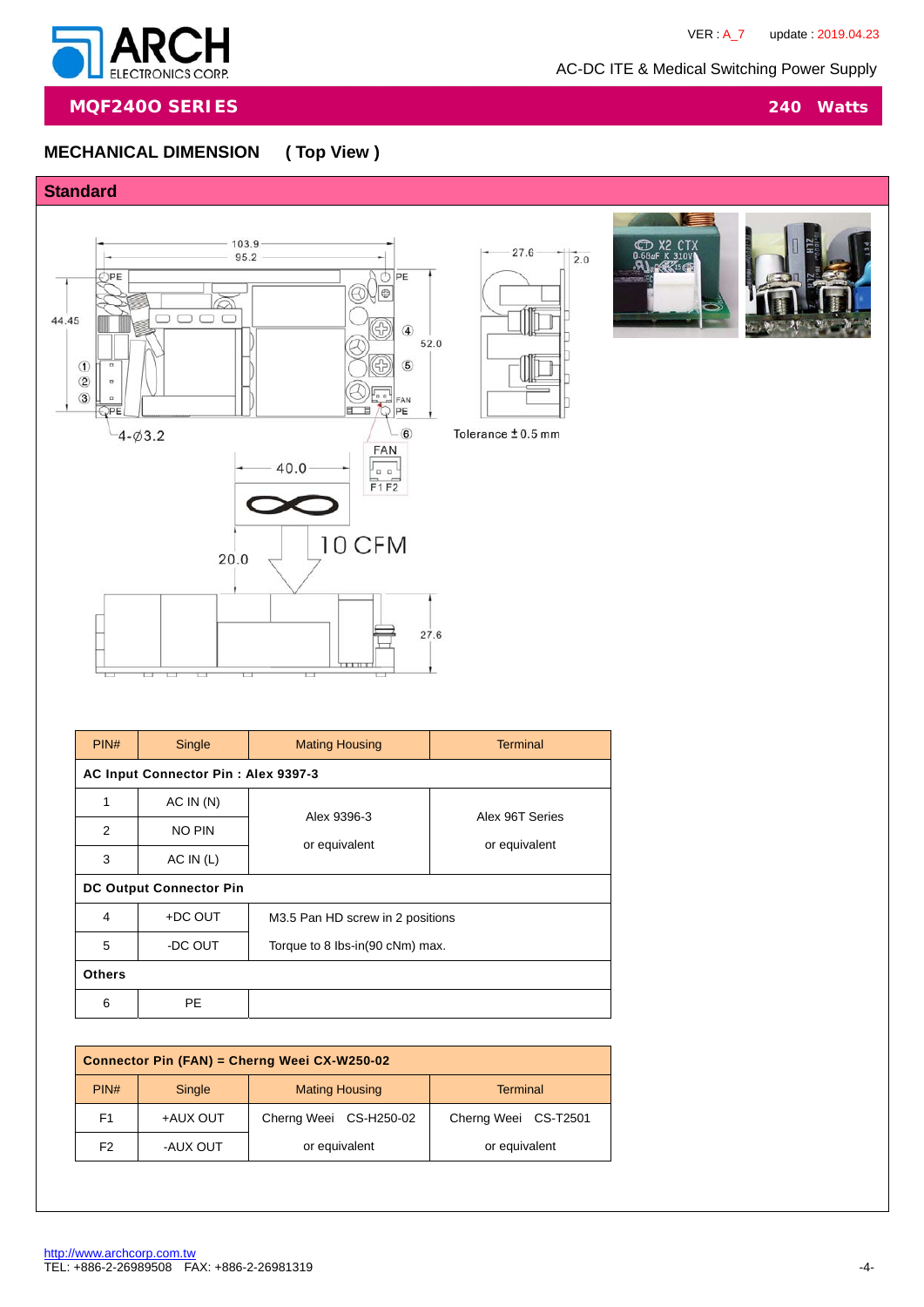## MQF240O SERIES — 240 Watts

AC-DC ITE & Medical Switching Power Supply

## MECHANICAL DIMENSION ( Top View )

### Standard

103.9
95.2
44.45
52.0
27.6
2.0
4-∅3.2
40.0
20.0
10 CFM
27.6

Tolerance ± 0.5 mm

| PIN# | Single | Mating Housing | Terminal |
|---|---|---|---|
| **AC Input Connector Pin : Alex 9397-3** | | | |
| 1 | AC IN (N) | Alex 9396-3 or equivalent | Alex 96T Series or equivalent |
| 2 | NO PIN | | |
| 3 | AC IN (L) | | |
| **DC Output Connector Pin** | | | |
| 4 | +DC OUT | M3.5 Pan HD screw in 2 positions | |
| 5 | -DC OUT | Torque to 8 lbs-in(90 cNm) max. | |
| **Others** | | | |
| 6 | PE | | |

| **Connector Pin (FAN) = Cherng Weei CX-W250-02** | | | |
|---|---|---|---|
| PIN# | Single | Mating Housing | Terminal |
| F1 | +AUX OUT | Cherng Weei CS-H250-02 | Cherng Weei CS-T2501 |
| F2 | -AUX OUT | or equivalent | or equivalent |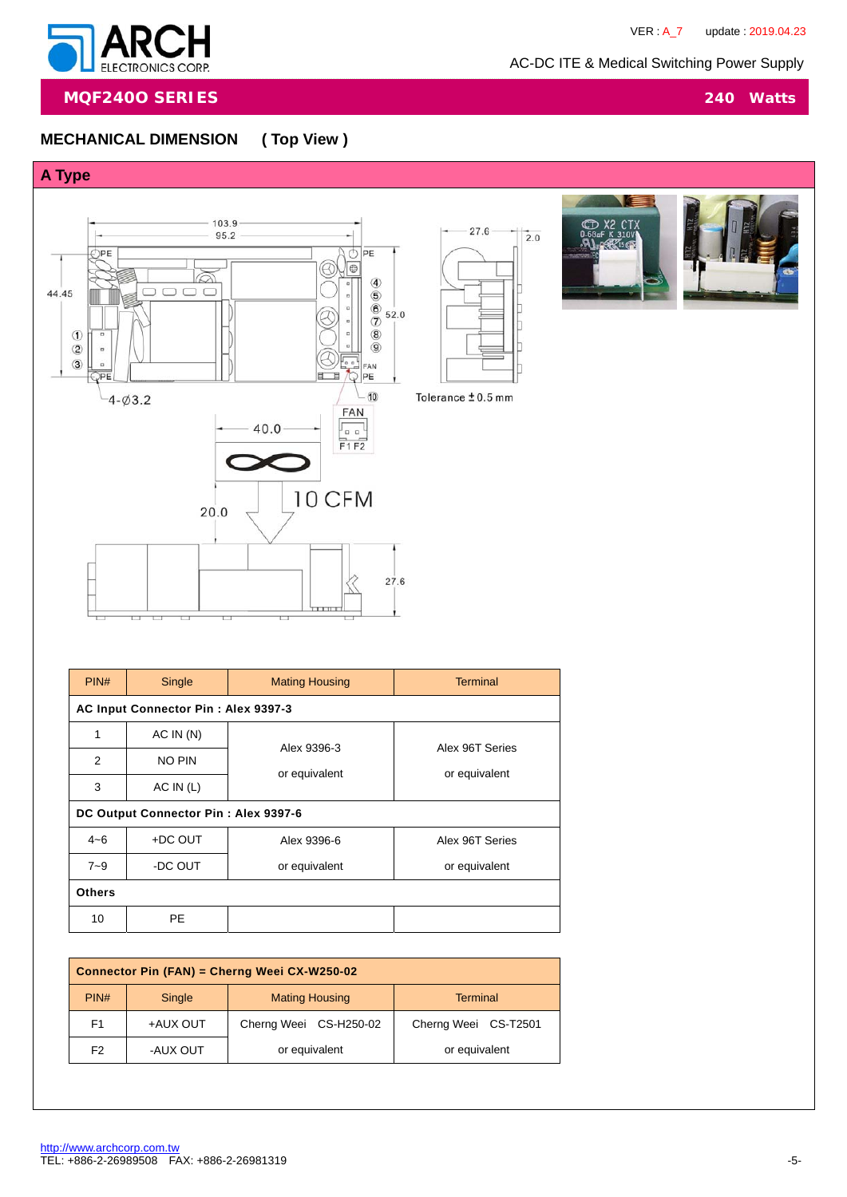## MQF2400 SERIES — 240 Watts

AC-DC ITE & Medical Switching Power Supply

## MECHANICAL DIMENSION ( Top View )

### A Type

103.9
95.2
44.45
52.0
27.6
2.0
4-Ø3.2
Tolerance ± 0.5 mm
40.0
20.0
10 CFM
27.6
FAN
F1 F2
PE

| PIN# | Single | Mating Housing | Terminal |
|---|---|---|---|
| **AC Input Connector Pin : Alex 9397-3** | | | |
| 1 | AC IN (N) | Alex 9396-3 or equivalent | Alex 96T Series or equivalent |
| 2 | NO PIN | | |
| 3 | AC IN (L) | | |
| **DC Output Connector Pin : Alex 9397-6** | | | |
| 4~6 | +DC OUT | Alex 9396-6 or equivalent | Alex 96T Series or equivalent |
| 7~9 | -DC OUT | | |
| **Others** | | | |
| 10 | PE | | |

| Connector Pin (FAN) = Cherng Weei CX-W250-02 | | | |
|---|---|---|---|
| PIN# | Single | Mating Housing | Terminal |
| F1 | +AUX OUT | Cherng Weei CS-H250-02 or equivalent | Cherng Weei CS-T2501 or equivalent |
| F2 | -AUX OUT | | |

http://www.archcorp.com.tw
TEL: +886-2-26989508 FAX: +886-2-26981319